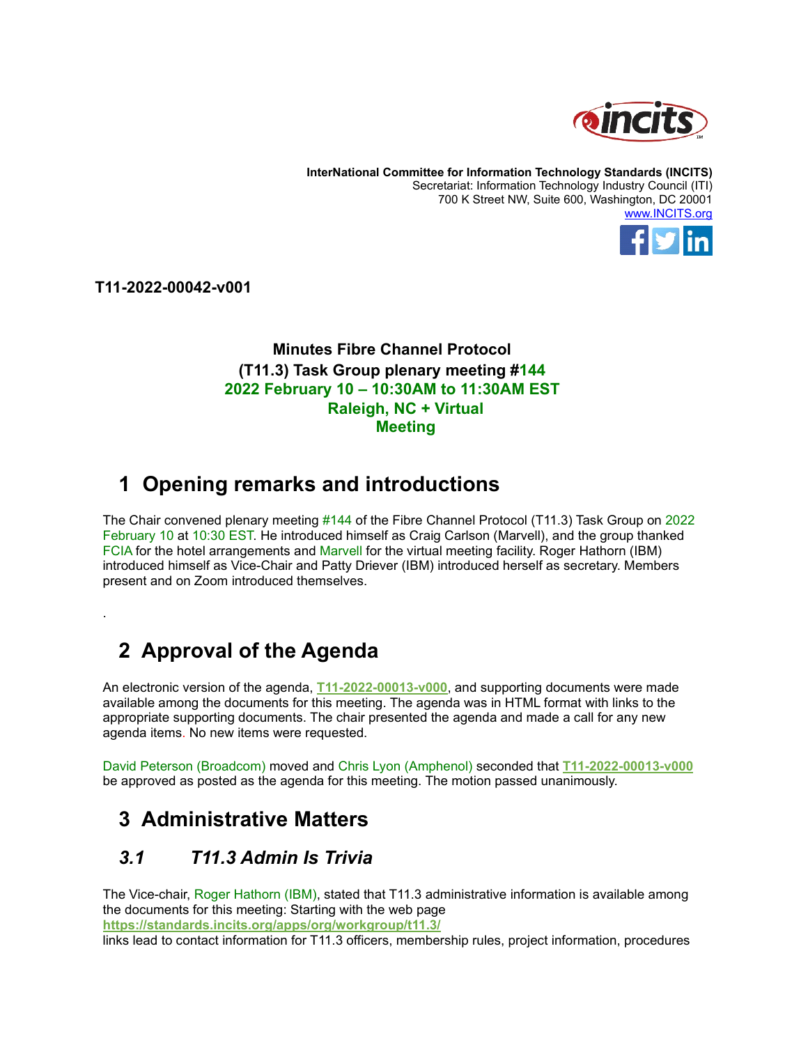**InterNational Committee for Information Technology Standards (INCITS)**
Secretariat: Information Technology Industry Council (ITI)
700 K Street NW, Suite 600, Washington, DC 20001
www.INCITS.org

**T11-2022-00042-v001**

**Minutes Fibre Channel Protocol (T11.3) Task Group plenary meeting #144**
**2022 February 10 – 10:30AM to 11:30AM EST**
**Raleigh, NC + Virtual Meeting**

# 1 Opening remarks and introductions

The Chair convened plenary meeting #144 of the Fibre Channel Protocol (T11.3) Task Group on 2022 February 10 at 10:30 EST. He introduced himself as Craig Carlson (Marvell), and the group thanked FCIA for the hotel arrangements and Marvell for the virtual meeting facility. Roger Hathorn (IBM) introduced himself as Vice-Chair and Patty Driever (IBM) introduced herself as secretary. Members present and on Zoom introduced themselves.

.

# 2 Approval of the Agenda

An electronic version of the agenda, **T11-2022-00013-v000**, and supporting documents were made available among the documents for this meeting. The agenda was in HTML format with links to the appropriate supporting documents. The chair presented the agenda and made a call for any new agenda items. No new items were requested.

David Peterson (Broadcom) moved and Chris Lyon (Amphenol) seconded that **T11-2022-00013-v000** be approved as posted as the agenda for this meeting. The motion passed unanimously.

# 3 Administrative Matters

## *3.1 T11.3 Admin Is Trivia*

The Vice-chair, Roger Hathorn (IBM), stated that T11.3 administrative information is available among the documents for this meeting: Starting with the web page **https://standards.incits.org/apps/org/workgroup/t11.3/** links lead to contact information for T11.3 officers, membership rules, project information, procedures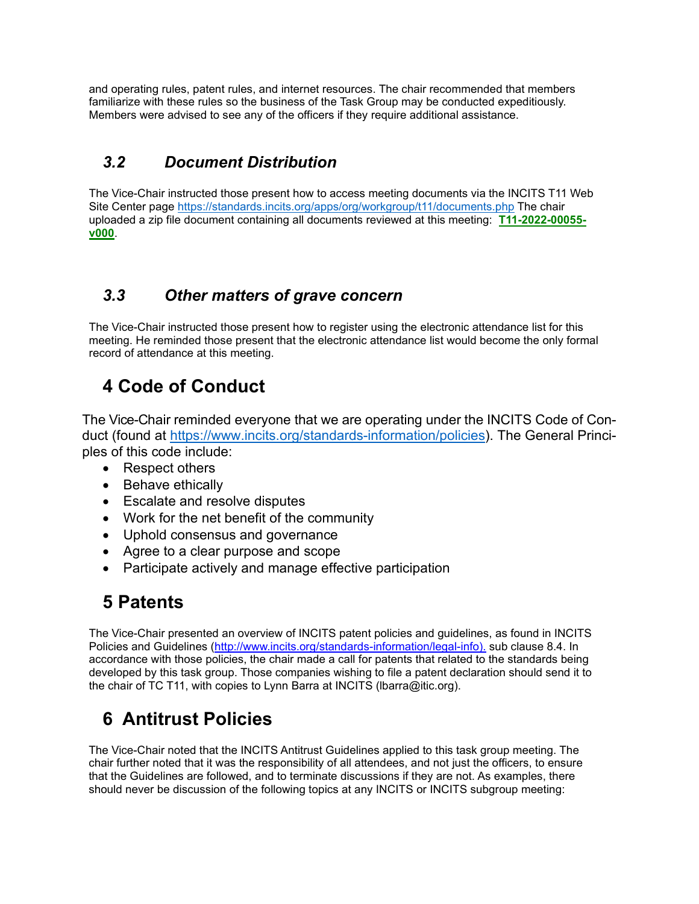and operating rules, patent rules, and internet resources. The chair recommended that members familiarize with these rules so the business of the Task Group may be conducted expeditiously. Members were advised to see any of the officers if they require additional assistance.

### *3.2 Document Distribution*

The Vice-Chair instructed those present how to access meeting documents via the INCITS T11 Web Site Center page https://standards.incits.org/apps/org/workgroup/t11/documents.php The chair uploaded a zip file document containing all documents reviewed at this meeting: **T11-2022-00055-v000**.

### *3.3 Other matters of grave concern*

The Vice-Chair instructed those present how to register using the electronic attendance list for this meeting. He reminded those present that the electronic attendance list would become the only formal record of attendance at this meeting.

## 4 Code of Conduct

The Vice-Chair reminded everyone that we are operating under the INCITS Code of Conduct (found at https://www.incits.org/standards-information/policies). The General Principles of this code include:

- Respect others
- Behave ethically
- Escalate and resolve disputes
- Work for the net benefit of the community
- Uphold consensus and governance
- Agree to a clear purpose and scope
- Participate actively and manage effective participation

## 5 Patents

The Vice-Chair presented an overview of INCITS patent policies and guidelines, as found in INCITS Policies and Guidelines (http://www.incits.org/standards-information/legal-info). sub clause 8.4. In accordance with those policies, the chair made a call for patents that related to the standards being developed by this task group. Those companies wishing to file a patent declaration should send it to the chair of TC T11, with copies to Lynn Barra at INCITS (lbarra@itic.org).

## 6 Antitrust Policies

The Vice-Chair noted that the INCITS Antitrust Guidelines applied to this task group meeting. The chair further noted that it was the responsibility of all attendees, and not just the officers, to ensure that the Guidelines are followed, and to terminate discussions if they are not. As examples, there should never be discussion of the following topics at any INCITS or INCITS subgroup meeting: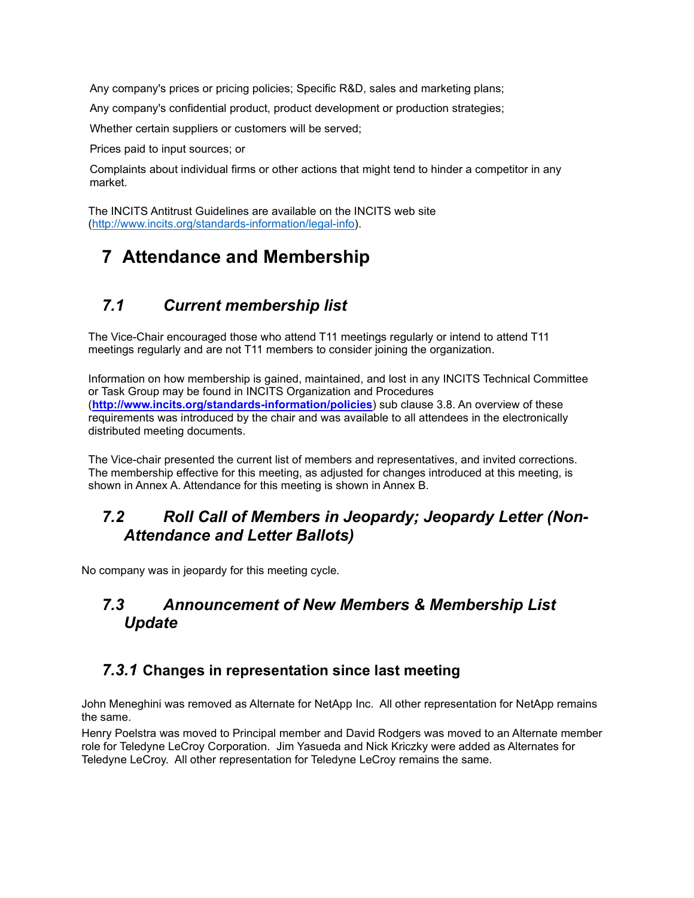Any company's prices or pricing policies; Specific R&D, sales and marketing plans;

Any company's confidential product, product development or production strategies;

Whether certain suppliers or customers will be served;

Prices paid to input sources; or

Complaints about individual firms or other actions that might tend to hinder a competitor in any market.

The INCITS Antitrust Guidelines are available on the INCITS web site (http://www.incits.org/standards-information/legal-info).

# 7 Attendance and Membership

## *7.1 Current membership list*

The Vice-Chair encouraged those who attend T11 meetings regularly or intend to attend T11 meetings regularly and are not T11 members to consider joining the organization.

Information on how membership is gained, maintained, and lost in any INCITS Technical Committee or Task Group may be found in INCITS Organization and Procedures (**http://www.incits.org/standards-information/policies**) sub clause 3.8. An overview of these requirements was introduced by the chair and was available to all attendees in the electronically distributed meeting documents.

The Vice-chair presented the current list of members and representatives, and invited corrections. The membership effective for this meeting, as adjusted for changes introduced at this meeting, is shown in Annex A. Attendance for this meeting is shown in Annex B.

## *7.2 Roll Call of Members in Jeopardy; Jeopardy Letter (Non-Attendance and Letter Ballots)*

No company was in jeopardy for this meeting cycle.

## *7.3 Announcement of New Members & Membership List Update*

### *7.3.1* Changes in representation since last meeting

John Meneghini was removed as Alternate for NetApp Inc. All other representation for NetApp remains the same.

Henry Poelstra was moved to Principal member and David Rodgers was moved to an Alternate member role for Teledyne LeCroy Corporation. Jim Yasueda and Nick Kriczky were added as Alternates for Teledyne LeCroy. All other representation for Teledyne LeCroy remains the same.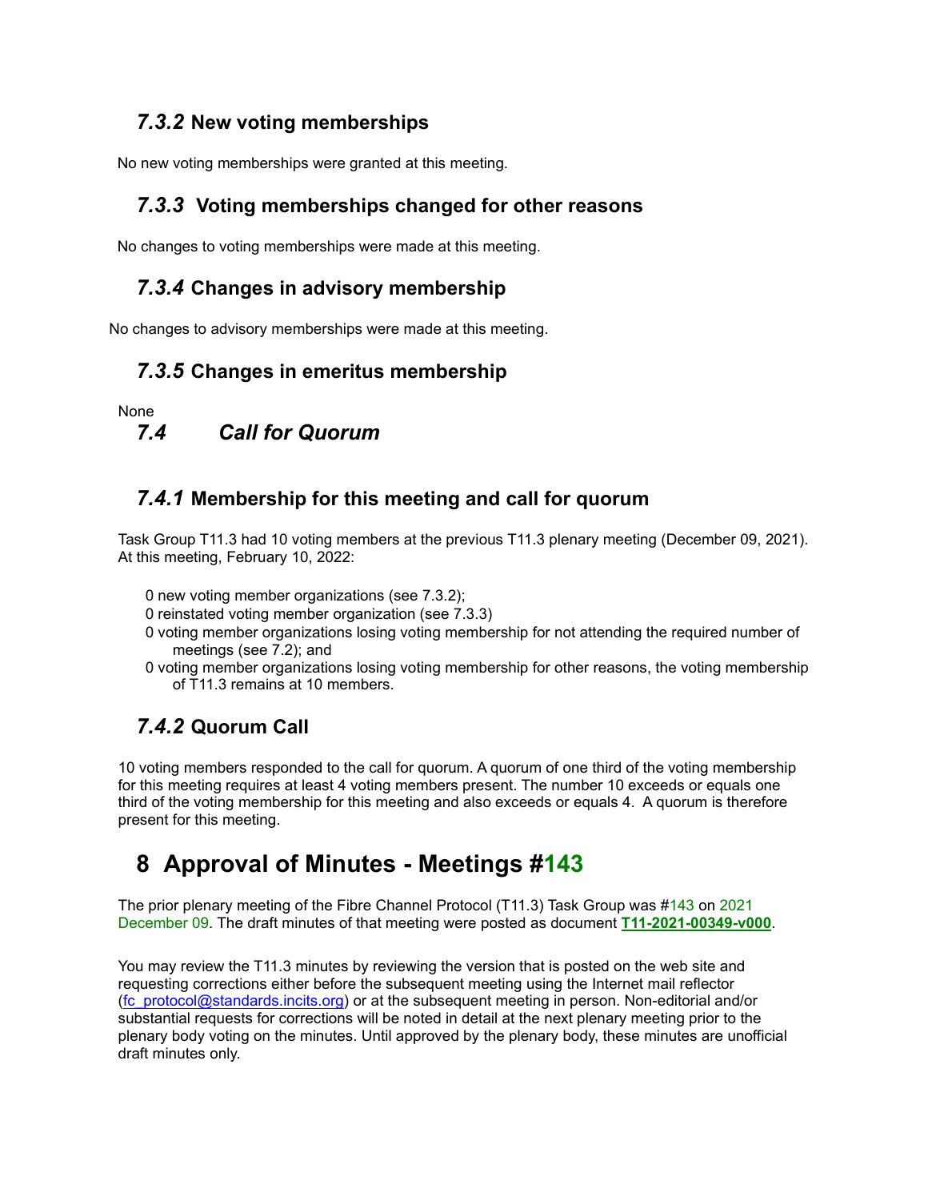### *7.3.2* New voting memberships

No new voting memberships were granted at this meeting.

### *7.3.3* Voting memberships changed for other reasons

No changes to voting memberships were made at this meeting.

### *7.3.4* Changes in advisory membership

No changes to advisory memberships were made at this meeting.

### *7.3.5* Changes in emeritus membership

None

## *7.4 Call for Quorum*

### *7.4.1* Membership for this meeting and call for quorum

Task Group T11.3 had 10 voting members at the previous T11.3 plenary meeting (December 09, 2021). At this meeting, February 10, 2022:

- 0 new voting member organizations (see 7.3.2);
- 0 reinstated voting member organization (see 7.3.3)
- 0 voting member organizations losing voting membership for not attending the required number of meetings (see 7.2); and
- 0 voting member organizations losing voting membership for other reasons, the voting membership of T11.3 remains at 10 members.

### *7.4.2* Quorum Call

10 voting members responded to the call for quorum. A quorum of one third of the voting membership for this meeting requires at least 4 voting members present. The number 10 exceeds or equals one third of the voting membership for this meeting and also exceeds or equals 4. A quorum is therefore present for this meeting.

# 8 Approval of Minutes - Meetings #143

The prior plenary meeting of the Fibre Channel Protocol (T11.3) Task Group was #143 on 2021 December 09. The draft minutes of that meeting were posted as document **T11-2021-00349-v000**.

You may review the T11.3 minutes by reviewing the version that is posted on the web site and requesting corrections either before the subsequent meeting using the Internet mail reflector (fc_protocol@standards.incits.org) or at the subsequent meeting in person. Non-editorial and/or substantial requests for corrections will be noted in detail at the next plenary meeting prior to the plenary body voting on the minutes. Until approved by the plenary body, these minutes are unofficial draft minutes only.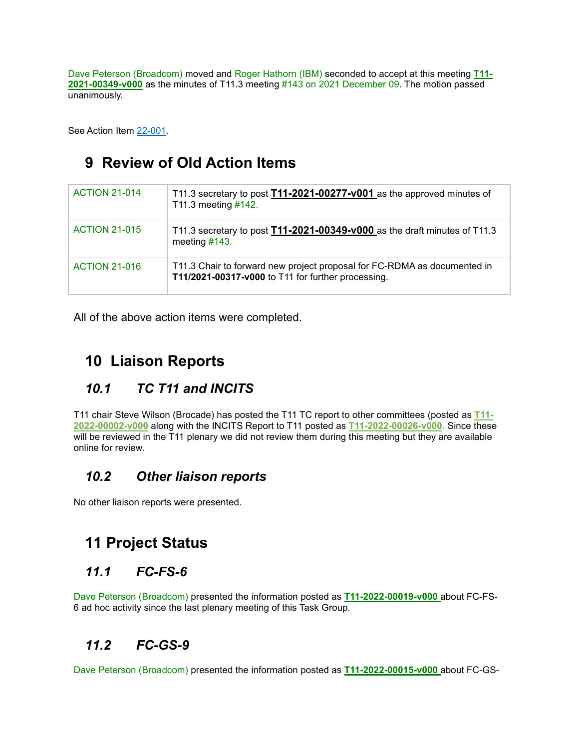Dave Peterson (Broadcom) moved and Roger Hathorn (IBM) seconded to accept at this meeting **T11-2021-00349-v000** as the minutes of T11.3 meeting #143 on 2021 December 09. The motion passed unanimously.

See Action Item 22-001.

# 9 Review of Old Action Items

| | |
|---|---|
| ACTION 21-014 | T11.3 secretary to post **T11-2021-00277-v001** as the approved minutes of T11.3 meeting #142. |
| ACTION 21-015 | T11.3 secretary to post **T11-2021-00349-v000** as the draft minutes of T11.3 meeting #143. |
| ACTION 21-016 | T11.3 Chair to forward new project proposal for FC-RDMA as documented in **T11/2021-00317-v000** to T11 for further processing. |

All of the above action items were completed.

# 10 Liaison Reports

## *10.1 TC T11 and INCITS*

T11 chair Steve Wilson (Brocade) has posted the T11 TC report to other committees (posted as **T11-2022-00002-v000** along with the INCITS Report to T11 posted as **T11-2022-00026-v000**. Since these will be reviewed in the T11 plenary we did not review them during this meeting but they are available online for review.

## *10.2 Other liaison reports*

No other liaison reports were presented.

# 11 Project Status

## *11.1 FC-FS-6*

Dave Peterson (Broadcom) presented the information posted as **T11-2022-00019-v000** about FC-FS-6 ad hoc activity since the last plenary meeting of this Task Group.

## *11.2 FC-GS-9*

Dave Peterson (Broadcom) presented the information posted as **T11-2022-00015-v000** about FC-GS-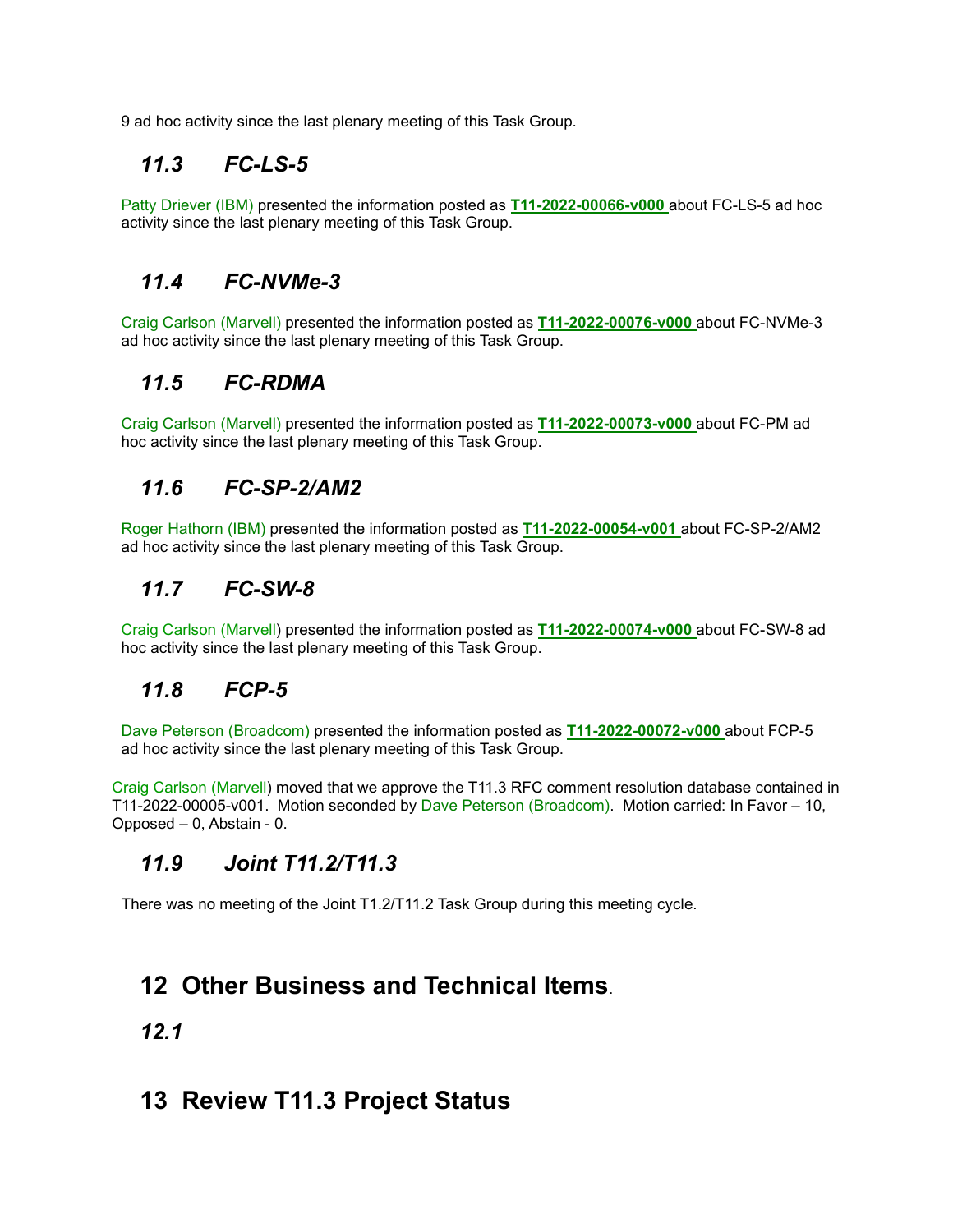9 ad hoc activity since the last plenary meeting of this Task Group.

### *11.3 FC-LS-5*

Patty Driever (IBM) presented the information posted as **T11-2022-00066-v000** about FC-LS-5 ad hoc activity since the last plenary meeting of this Task Group.

### *11.4 FC-NVMe-3*

Craig Carlson (Marvell) presented the information posted as **T11-2022-00076-v000** about FC-NVMe-3 ad hoc activity since the last plenary meeting of this Task Group.

### *11.5 FC-RDMA*

Craig Carlson (Marvell) presented the information posted as **T11-2022-00073-v000** about FC-PM ad hoc activity since the last plenary meeting of this Task Group.

### *11.6 FC-SP-2/AM2*

Roger Hathorn (IBM) presented the information posted as **T11-2022-00054-v001** about FC-SP-2/AM2 ad hoc activity since the last plenary meeting of this Task Group.

### *11.7 FC-SW-8*

Craig Carlson (Marvell) presented the information posted as **T11-2022-00074-v000** about FC-SW-8 ad hoc activity since the last plenary meeting of this Task Group.

### *11.8 FCP-5*

Dave Peterson (Broadcom) presented the information posted as **T11-2022-00072-v000** about FCP-5 ad hoc activity since the last plenary meeting of this Task Group.

Craig Carlson (Marvell) moved that we approve the T11.3 RFC comment resolution database contained in T11-2022-00005-v001. Motion seconded by Dave Peterson (Broadcom). Motion carried: In Favor – 10, Opposed – 0, Abstain - 0.

### *11.9 Joint T11.2/T11.3*

There was no meeting of the Joint T1.2/T11.2 Task Group during this meeting cycle.

## 12 Other Business and Technical Items.

### *12.1*

## 13 Review T11.3 Project Status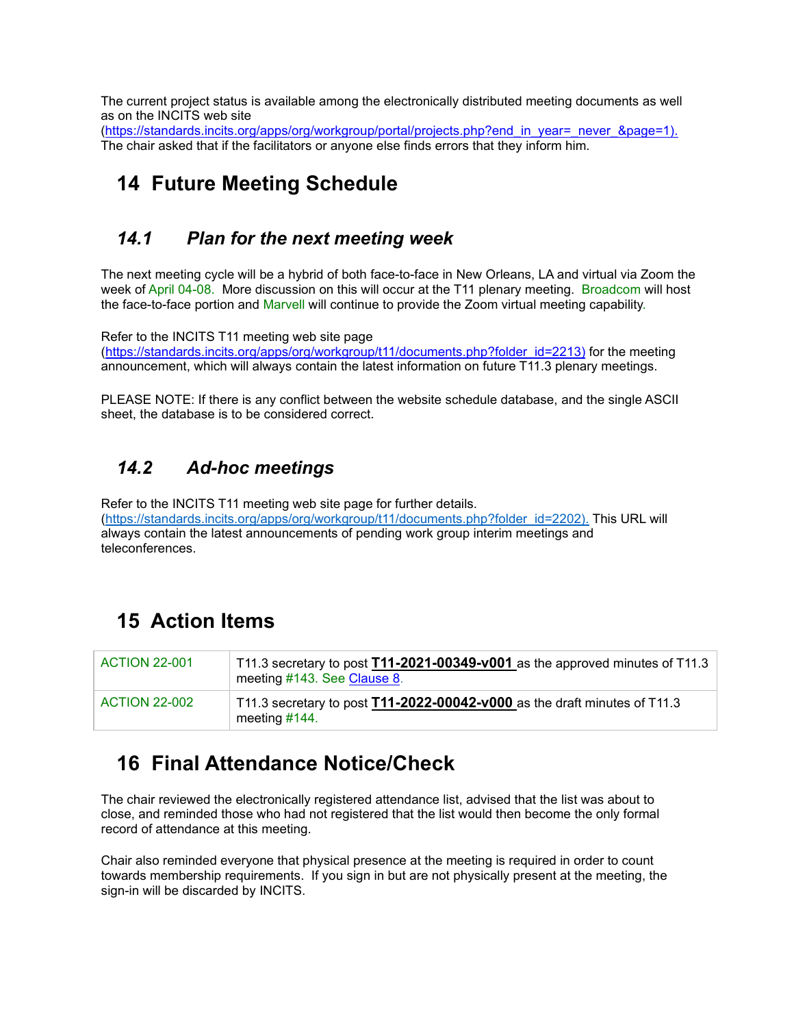The current project status is available among the electronically distributed meeting documents as well as on the INCITS web site (https://standards.incits.org/apps/org/workgroup/portal/projects.php?end_in_year=_never_&page=1). The chair asked that if the facilitators or anyone else finds errors that they inform him.

# 14 Future Meeting Schedule

## 14.1 Plan for the next meeting week

The next meeting cycle will be a hybrid of both face-to-face in New Orleans, LA and virtual via Zoom the week of April 04-08. More discussion on this will occur at the T11 plenary meeting. Broadcom will host the face-to-face portion and Marvell will continue to provide the Zoom virtual meeting capability.

Refer to the INCITS T11 meeting web site page (https://standards.incits.org/apps/org/workgroup/t11/documents.php?folder_id=2213) for the meeting announcement, which will always contain the latest information on future T11.3 plenary meetings.

PLEASE NOTE: If there is any conflict between the website schedule database, and the single ASCII sheet, the database is to be considered correct.

## 14.2 Ad-hoc meetings

Refer to the INCITS T11 meeting web site page for further details. (https://standards.incits.org/apps/org/workgroup/t11/documents.php?folder_id=2202). This URL will always contain the latest announcements of pending work group interim meetings and teleconferences.

# 15 Action Items

| | |
|---|---|
| ACTION 22-001 | T11.3 secretary to post **T11-2021-00349-v001** as the approved minutes of T11.3 meeting #143. See Clause 8. |
| ACTION 22-002 | T11.3 secretary to post **T11-2022-00042-v000** as the draft minutes of T11.3 meeting #144. |

# 16 Final Attendance Notice/Check

The chair reviewed the electronically registered attendance list, advised that the list was about to close, and reminded those who had not registered that the list would then become the only formal record of attendance at this meeting.

Chair also reminded everyone that physical presence at the meeting is required in order to count towards membership requirements. If you sign in but are not physically present at the meeting, the sign-in will be discarded by INCITS.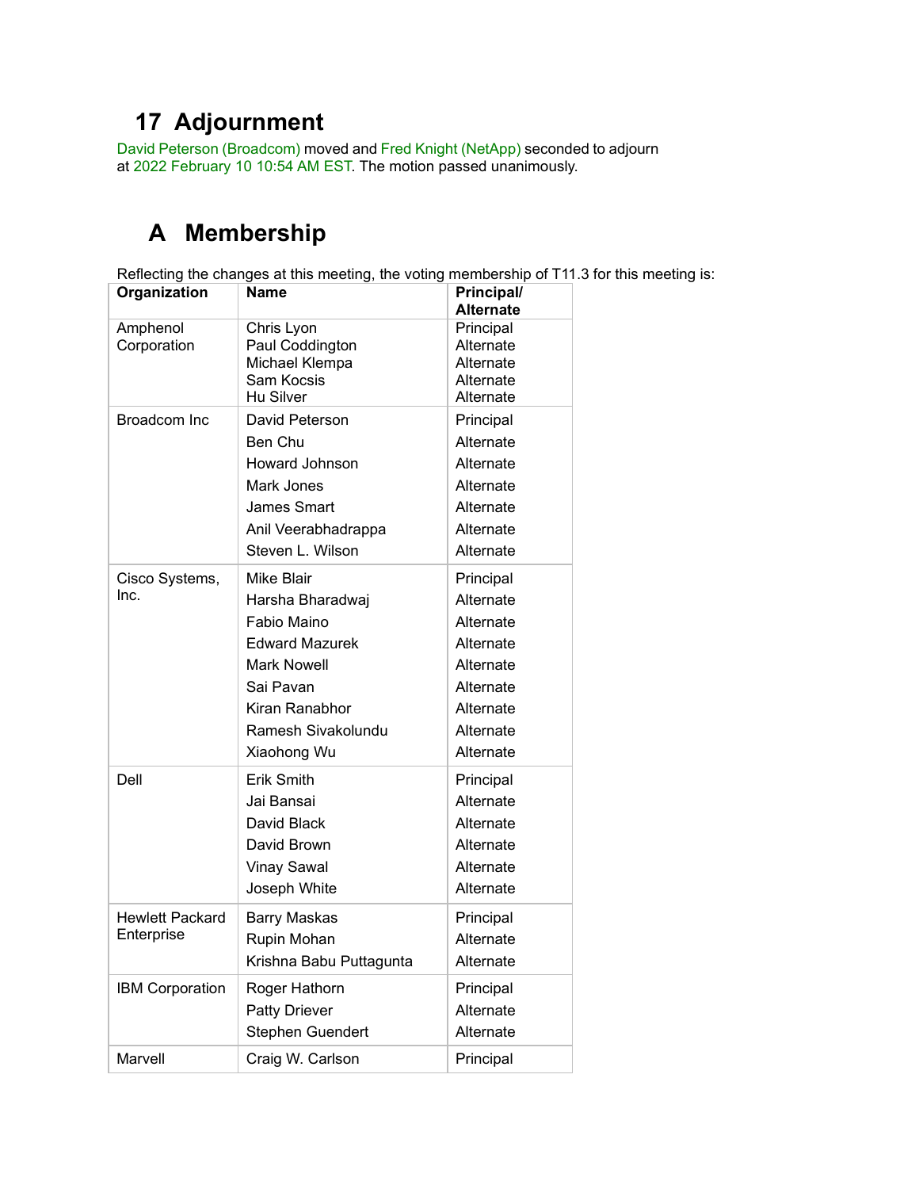# 17 Adjournment

David Peterson (Broadcom) moved and Fred Knight (NetApp) seconded to adjourn at 2022 February 10 10:54 AM EST. The motion passed unanimously.

# A Membership

Reflecting the changes at this meeting, the voting membership of T11.3 for this meeting is:

| Organization | Name | Principal/ Alternate |
|---|---|---|
| Amphenol Corporation | Chris Lyon<br>Paul Coddington<br>Michael Klempa<br>Sam Kocsis<br>Hu Silver | Principal<br>Alternate<br>Alternate<br>Alternate<br>Alternate |
| Broadcom Inc | David Peterson<br>Ben Chu<br>Howard Johnson<br>Mark Jones<br>James Smart<br>Anil Veerabhadrappa<br>Steven L. Wilson | Principal<br>Alternate<br>Alternate<br>Alternate<br>Alternate<br>Alternate<br>Alternate |
| Cisco Systems, Inc. | Mike Blair<br>Harsha Bharadwaj<br>Fabio Maino<br>Edward Mazurek<br>Mark Nowell<br>Sai Pavan<br>Kiran Ranabhor<br>Ramesh Sivakolundu<br>Xiaohong Wu | Principal<br>Alternate<br>Alternate<br>Alternate<br>Alternate<br>Alternate<br>Alternate<br>Alternate<br>Alternate |
| Dell | Erik Smith<br>Jai Bansai<br>David Black<br>David Brown<br>Vinay Sawal<br>Joseph White | Principal<br>Alternate<br>Alternate<br>Alternate<br>Alternate<br>Alternate |
| Hewlett Packard Enterprise | Barry Maskas<br>Rupin Mohan<br>Krishna Babu Puttagunta | Principal<br>Alternate<br>Alternate |
| IBM Corporation | Roger Hathorn<br>Patty Driever<br>Stephen Guendert | Principal<br>Alternate<br>Alternate |
| Marvell | Craig W. Carlson | Principal |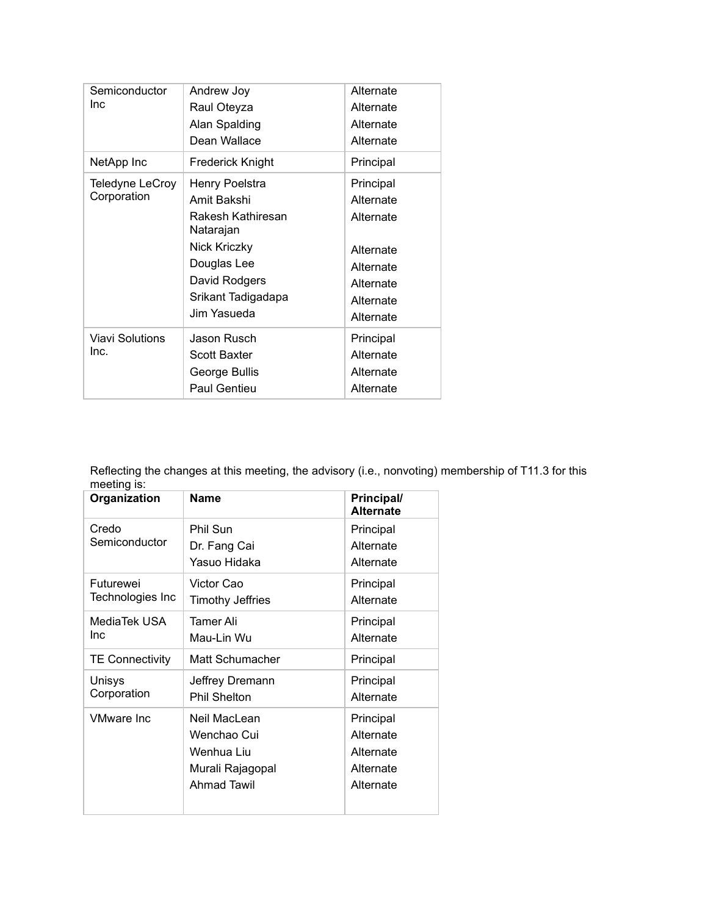| Organization | Name | Principal/ Alternate |
|---|---|---|
| Semiconductor Inc | Andrew Joy | Alternate |
| | Raul Oteyza | Alternate |
| | Alan Spalding | Alternate |
| | Dean Wallace | Alternate |
| NetApp Inc | Frederick Knight | Principal |
| Teledyne LeCroy Corporation | Henry Poelstra | Principal |
| | Amit Bakshi | Alternate |
| | Rakesh Kathiresan Natarajan | Alternate |
| | Nick Kriczky | Alternate |
| | Douglas Lee | Alternate |
| | David Rodgers | Alternate |
| | Srikant Tadigadapa | Alternate |
| | Jim Yasueda | Alternate |
| Viavi Solutions Inc. | Jason Rusch | Principal |
| | Scott Baxter | Alternate |
| | George Bullis | Alternate |
| | Paul Gentieu | Alternate |

Reflecting the changes at this meeting, the advisory (i.e., nonvoting) membership of T11.3 for this meeting is:

| Organization | Name | Principal/ Alternate |
|---|---|---|
| Credo Semiconductor | Phil Sun | Principal |
| | Dr. Fang Cai | Alternate |
| | Yasuo Hidaka | Alternate |
| Futurewei Technologies Inc | Victor Cao | Principal |
| | Timothy Jeffries | Alternate |
| MediaTek USA Inc | Tamer Ali | Principal |
| | Mau-Lin Wu | Alternate |
| TE Connectivity | Matt Schumacher | Principal |
| Unisys Corporation | Jeffrey Dremann | Principal |
| | Phil Shelton | Alternate |
| VMware Inc | Neil MacLean | Principal |
| | Wenchao Cui | Alternate |
| | Wenhua Liu | Alternate |
| | Murali Rajagopal | Alternate |
| | Ahmad Tawil | Alternate |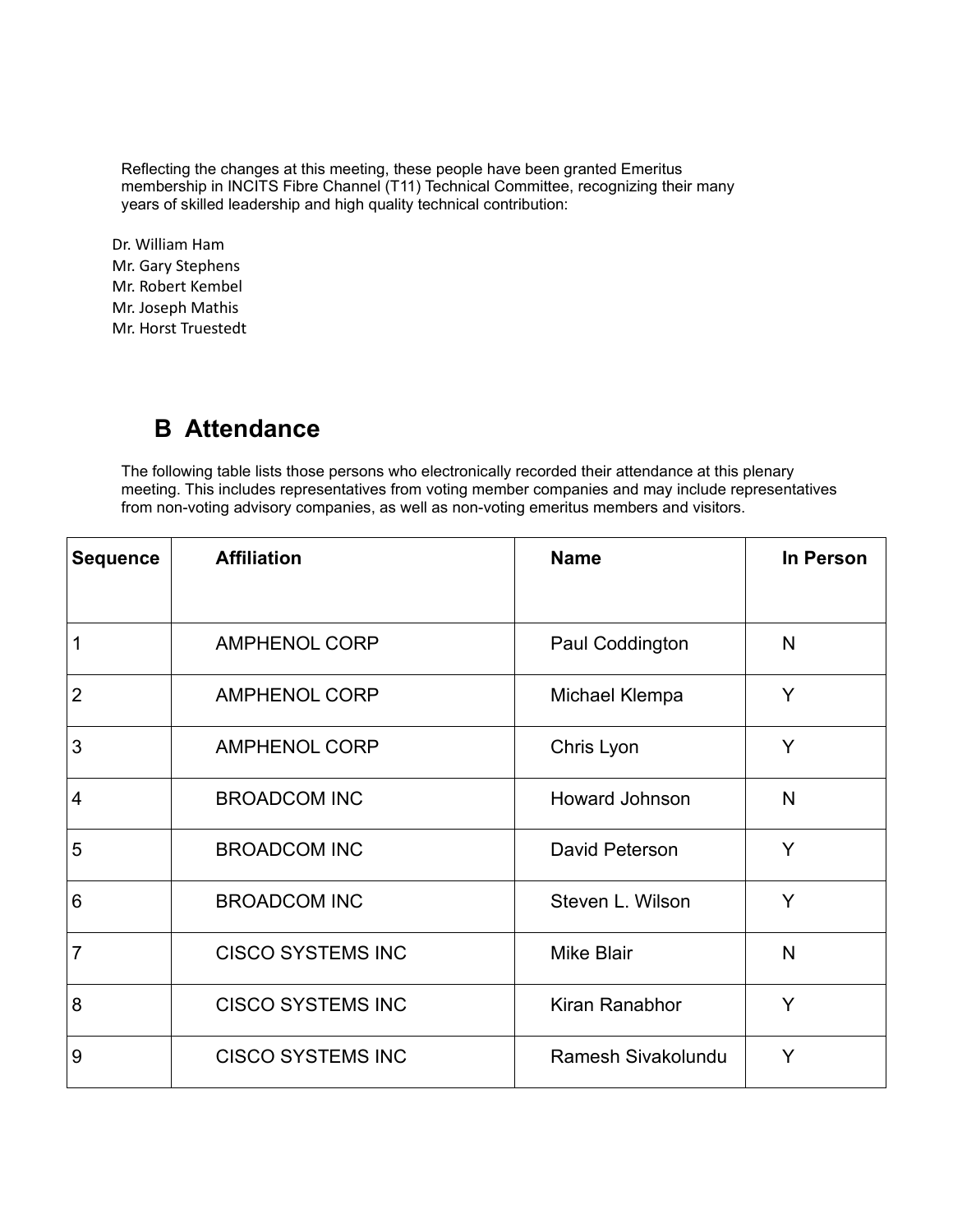Reflecting the changes at this meeting, these people have been granted Emeritus membership in INCITS Fibre Channel (T11) Technical Committee, recognizing their many years of skilled leadership and high quality technical contribution:

Dr. William Ham
Mr. Gary Stephens
Mr. Robert Kembel
Mr. Joseph Mathis
Mr. Horst Truestedt

# B Attendance

The following table lists those persons who electronically recorded their attendance at this plenary meeting. This includes representatives from voting member companies and may include representatives from non-voting advisory companies, as well as non-voting emeritus members and visitors.

| Sequence | Affiliation | Name | In Person |
|---|---|---|---|
| 1 | AMPHENOL CORP | Paul Coddington | N |
| 2 | AMPHENOL CORP | Michael Klempa | Y |
| 3 | AMPHENOL CORP | Chris Lyon | Y |
| 4 | BROADCOM INC | Howard Johnson | N |
| 5 | BROADCOM INC | David Peterson | Y |
| 6 | BROADCOM INC | Steven L. Wilson | Y |
| 7 | CISCO SYSTEMS INC | Mike Blair | N |
| 8 | CISCO SYSTEMS INC | Kiran Ranabhor | Y |
| 9 | CISCO SYSTEMS INC | Ramesh Sivakolundu | Y |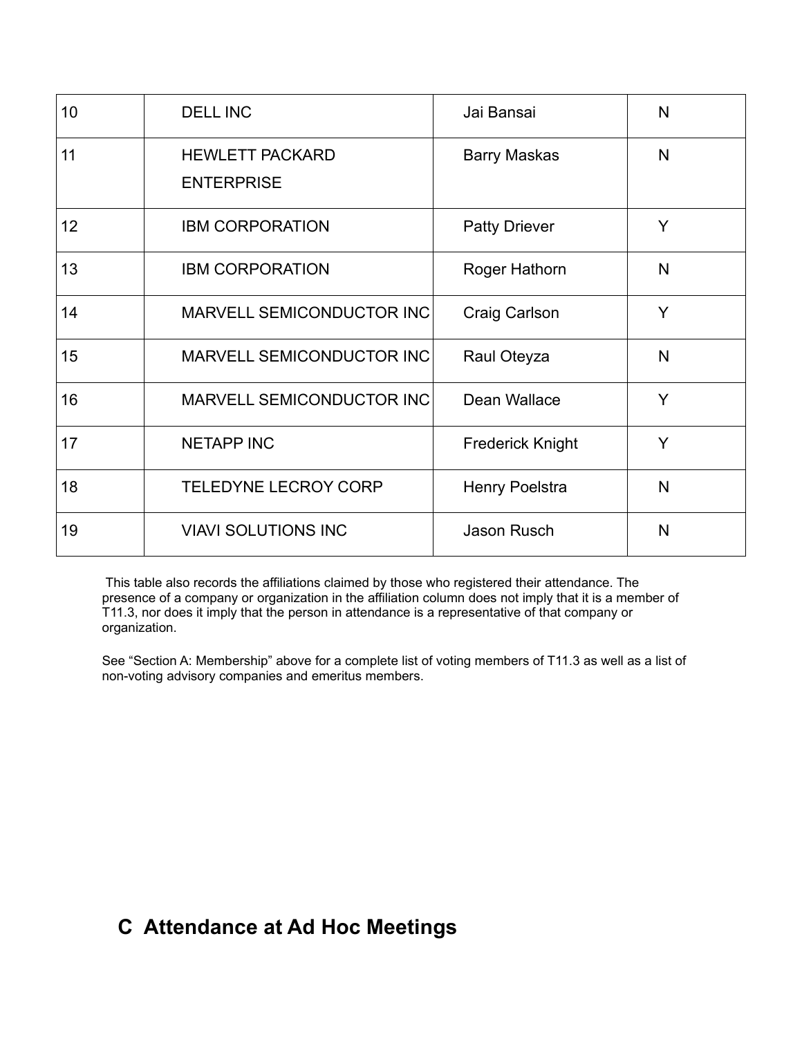| | | | |
|---|---|---|---|
| 10 | DELL INC | Jai Bansai | N |
| 11 | HEWLETT PACKARD ENTERPRISE | Barry Maskas | N |
| 12 | IBM CORPORATION | Patty Driever | Y |
| 13 | IBM CORPORATION | Roger Hathorn | N |
| 14 | MARVELL SEMICONDUCTOR INC | Craig Carlson | Y |
| 15 | MARVELL SEMICONDUCTOR INC | Raul Oteyza | N |
| 16 | MARVELL SEMICONDUCTOR INC | Dean Wallace | Y |
| 17 | NETAPP INC | Frederick Knight | Y |
| 18 | TELEDYNE LECROY CORP | Henry Poelstra | N |
| 19 | VIAVI SOLUTIONS INC | Jason Rusch | N |

This table also records the affiliations claimed by those who registered their attendance. The presence of a company or organization in the affiliation column does not imply that it is a member of T11.3, nor does it imply that the person in attendance is a representative of that company or organization.

See "Section A: Membership" above for a complete list of voting members of T11.3 as well as a list of non-voting advisory companies and emeritus members.

## C Attendance at Ad Hoc Meetings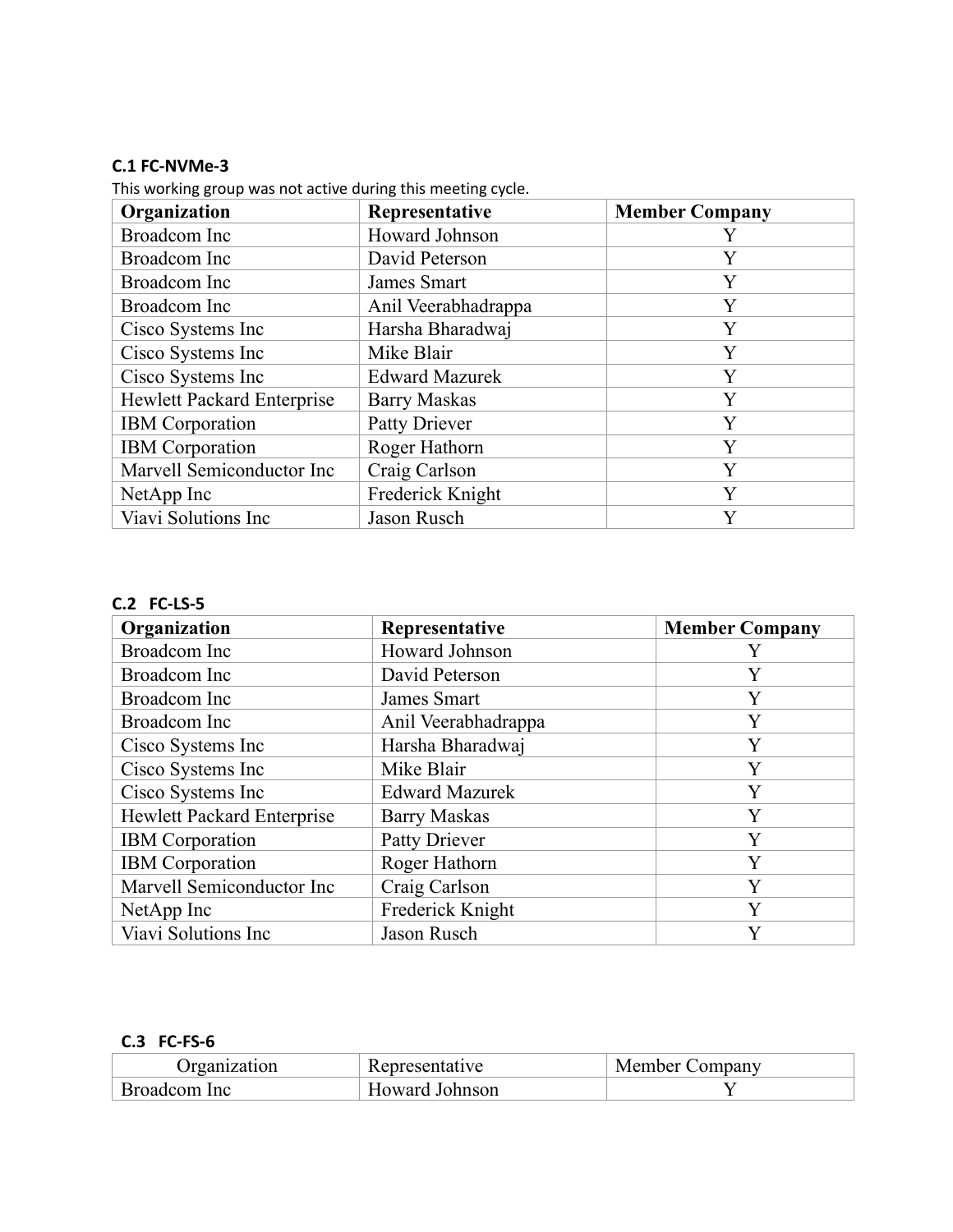### C.1 FC-NVMe-3

This working group was not active during this meeting cycle.

| Organization | Representative | Member Company |
| --- | --- | --- |
| Broadcom Inc | Howard Johnson | Y |
| Broadcom Inc | David Peterson | Y |
| Broadcom Inc | James Smart | Y |
| Broadcom Inc | Anil Veerabhadrappa | Y |
| Cisco Systems Inc | Harsha Bharadwaj | Y |
| Cisco Systems Inc | Mike Blair | Y |
| Cisco Systems Inc | Edward Mazurek | Y |
| Hewlett Packard Enterprise | Barry Maskas | Y |
| IBM Corporation | Patty Driever | Y |
| IBM Corporation | Roger Hathorn | Y |
| Marvell Semiconductor Inc | Craig Carlson | Y |
| NetApp Inc | Frederick Knight | Y |
| Viavi Solutions Inc | Jason Rusch | Y |

### C.2 FC-LS-5

| Organization | Representative | Member Company |
| --- | --- | --- |
| Broadcom Inc | Howard Johnson | Y |
| Broadcom Inc | David Peterson | Y |
| Broadcom Inc | James Smart | Y |
| Broadcom Inc | Anil Veerabhadrappa | Y |
| Cisco Systems Inc | Harsha Bharadwaj | Y |
| Cisco Systems Inc | Mike Blair | Y |
| Cisco Systems Inc | Edward Mazurek | Y |
| Hewlett Packard Enterprise | Barry Maskas | Y |
| IBM Corporation | Patty Driever | Y |
| IBM Corporation | Roger Hathorn | Y |
| Marvell Semiconductor Inc | Craig Carlson | Y |
| NetApp Inc | Frederick Knight | Y |
| Viavi Solutions Inc | Jason Rusch | Y |

### C.3 FC-FS-6

| Organization | Representative | Member Company |
| --- | --- | --- |
| Broadcom Inc | Howard Johnson | Y |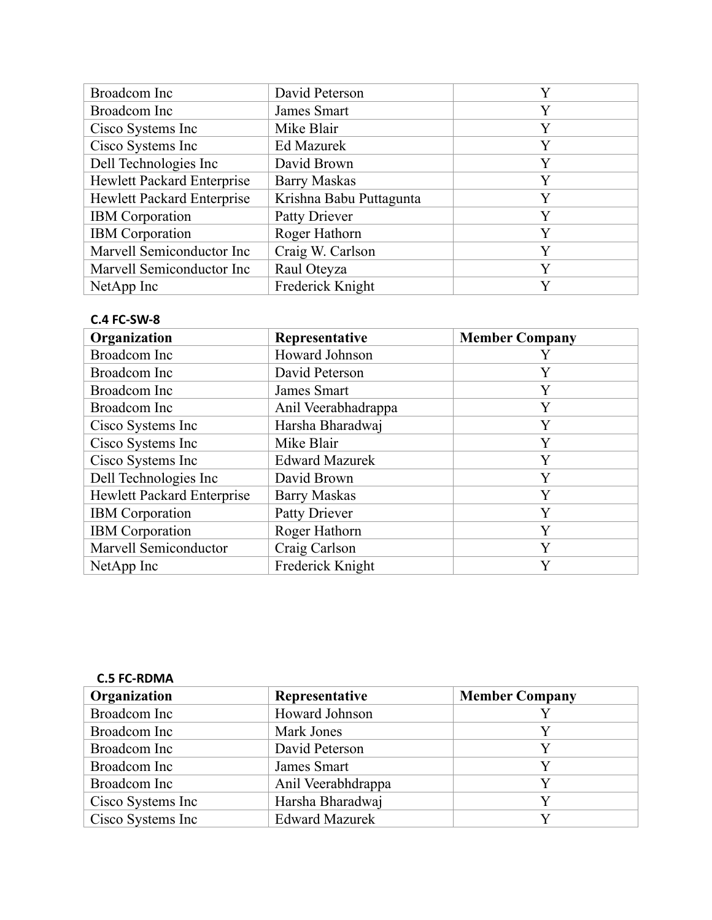| Broadcom Inc | David Peterson | Y |
|---|---|---|
| Broadcom Inc | James Smart | Y |
| Cisco Systems Inc | Mike Blair | Y |
| Cisco Systems Inc | Ed Mazurek | Y |
| Dell Technologies Inc | David Brown | Y |
| Hewlett Packard Enterprise | Barry Maskas | Y |
| Hewlett Packard Enterprise | Krishna Babu Puttagunta | Y |
| IBM Corporation | Patty Driever | Y |
| IBM Corporation | Roger Hathorn | Y |
| Marvell Semiconductor Inc | Craig W. Carlson | Y |
| Marvell Semiconductor Inc | Raul Oteyza | Y |
| NetApp Inc | Frederick Knight | Y |

### C.4 FC-SW-8

| Organization | Representative | Member Company |
|---|---|---|
| Broadcom Inc | Howard Johnson | Y |
| Broadcom Inc | David Peterson | Y |
| Broadcom Inc | James Smart | Y |
| Broadcom Inc | Anil Veerabhadrappa | Y |
| Cisco Systems Inc | Harsha Bharadwaj | Y |
| Cisco Systems Inc | Mike Blair | Y |
| Cisco Systems Inc | Edward Mazurek | Y |
| Dell Technologies Inc | David Brown | Y |
| Hewlett Packard Enterprise | Barry Maskas | Y |
| IBM Corporation | Patty Driever | Y |
| IBM Corporation | Roger Hathorn | Y |
| Marvell Semiconductor | Craig Carlson | Y |
| NetApp Inc | Frederick Knight | Y |

### C.5 FC-RDMA

| Organization | Representative | Member Company |
|---|---|---|
| Broadcom Inc | Howard Johnson | Y |
| Broadcom Inc | Mark Jones | Y |
| Broadcom Inc | David Peterson | Y |
| Broadcom Inc | James Smart | Y |
| Broadcom Inc | Anil Veerabhdrappa | Y |
| Cisco Systems Inc | Harsha Bharadwaj | Y |
| Cisco Systems Inc | Edward Mazurek | Y |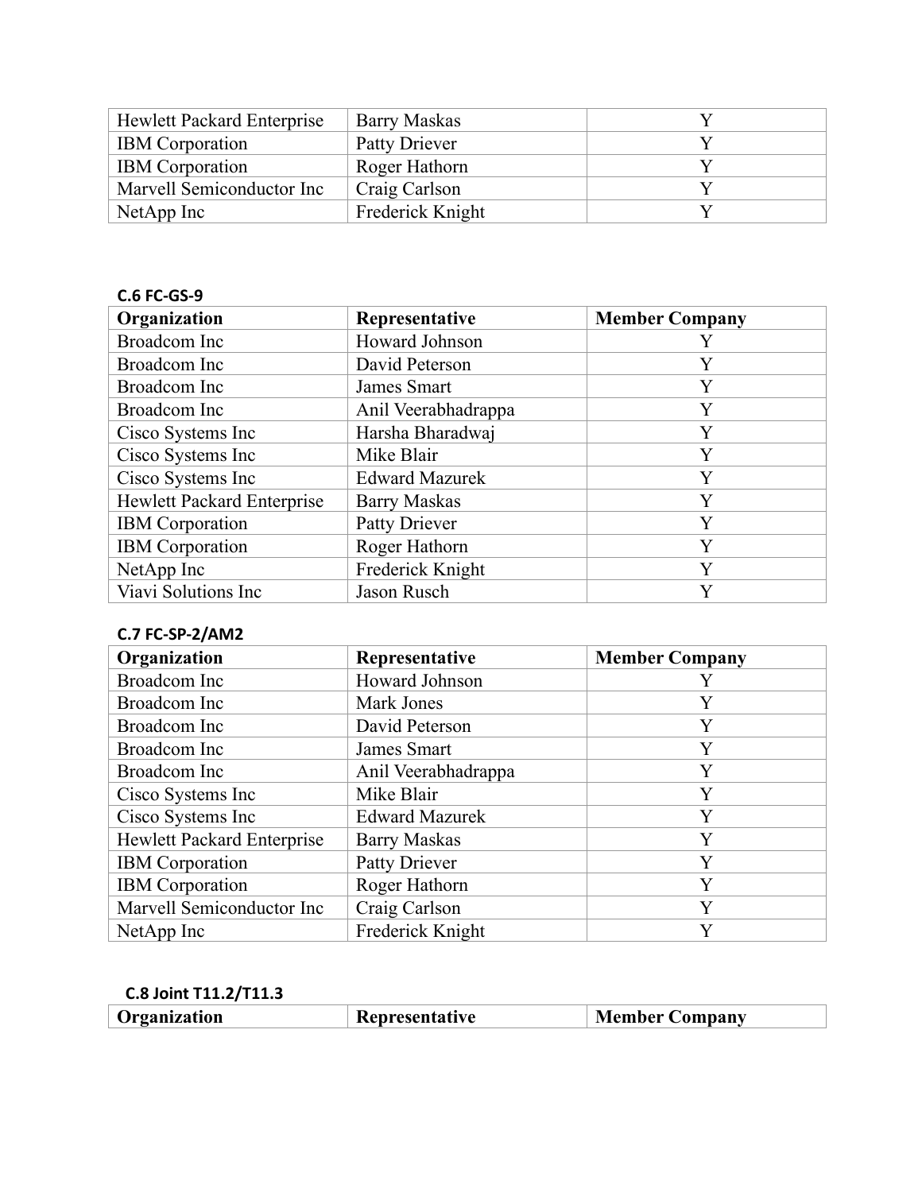| | | |
|---|---|---|
| Hewlett Packard Enterprise | Barry Maskas | Y |
| IBM Corporation | Patty Driever | Y |
| IBM Corporation | Roger Hathorn | Y |
| Marvell Semiconductor Inc | Craig Carlson | Y |
| NetApp Inc | Frederick Knight | Y |

### C.6 FC-GS-9

| Organization | Representative | Member Company |
|---|---|---|
| Broadcom Inc | Howard Johnson | Y |
| Broadcom Inc | David Peterson | Y |
| Broadcom Inc | James Smart | Y |
| Broadcom Inc | Anil Veerabhadrappa | Y |
| Cisco Systems Inc | Harsha Bharadwaj | Y |
| Cisco Systems Inc | Mike Blair | Y |
| Cisco Systems Inc | Edward Mazurek | Y |
| Hewlett Packard Enterprise | Barry Maskas | Y |
| IBM Corporation | Patty Driever | Y |
| IBM Corporation | Roger Hathorn | Y |
| NetApp Inc | Frederick Knight | Y |
| Viavi Solutions Inc | Jason Rusch | Y |

### C.7 FC-SP-2/AM2

| Organization | Representative | Member Company |
|---|---|---|
| Broadcom Inc | Howard Johnson | Y |
| Broadcom Inc | Mark Jones | Y |
| Broadcom Inc | David Peterson | Y |
| Broadcom Inc | James Smart | Y |
| Broadcom Inc | Anil Veerabhadrappa | Y |
| Cisco Systems Inc | Mike Blair | Y |
| Cisco Systems Inc | Edward Mazurek | Y |
| Hewlett Packard Enterprise | Barry Maskas | Y |
| IBM Corporation | Patty Driever | Y |
| IBM Corporation | Roger Hathorn | Y |
| Marvell Semiconductor Inc | Craig Carlson | Y |
| NetApp Inc | Frederick Knight | Y |

### C.8 Joint T11.2/T11.3

| Organization | Representative | Member Company |
|---|---|---|